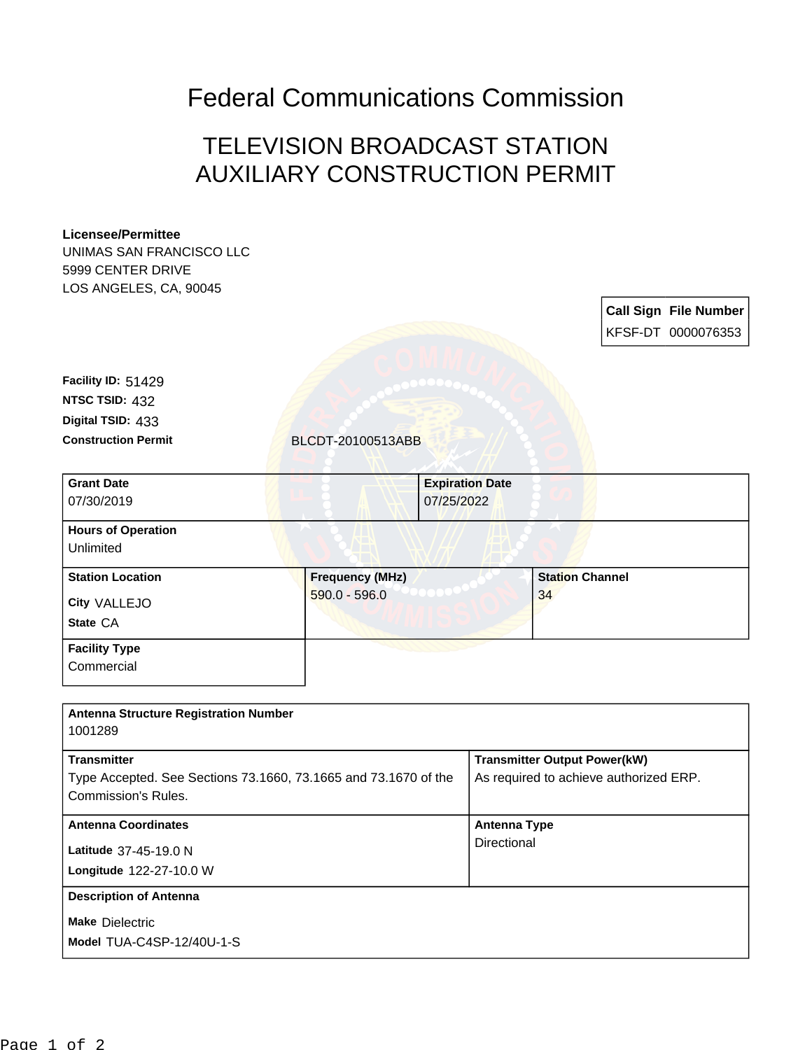# Federal Communications Commission

## TELEVISION BROADCAST STATION AUXILIARY CONSTRUCTION PERMIT

**Licensee/Permittee**
UNIMAS SAN FRANCISCO LLC
5999 CENTER DRIVE
LOS ANGELES, CA, 90045

| Call Sign | File Number |
|---|---|
| KFSF-DT | 0000076353 |

**Facility ID:** 51429
**NTSC TSID:** 432
**Digital TSID:** 433
**Construction Permit** BLCDT-20100513ABB

| Grant Date | Expiration Date |
|---|---|
| 07/30/2019 | 07/25/2022 |

**Hours of Operation**
Unlimited

| Station Location | Frequency (MHz) | Station Channel |
|---|---|---|
| City VALLEJO<br>State CA | 590.0 - 596.0 | 34 |

**Facility Type**
Commercial

**Antenna Structure Registration Number**
1001289

| Transmitter | Transmitter Output Power(kW) |
|---|---|
| Type Accepted. See Sections 73.1660, 73.1665 and 73.1670 of the Commission's Rules. | As required to achieve authorized ERP. |

| Antenna Coordinates | Antenna Type |
|---|---|
| Latitude 37-45-19.0 N<br>Longitude 122-27-10.0 W | Directional |

**Description of Antenna**
**Make** Dielectric
**Model** TUA-C4SP-12/40U-1-S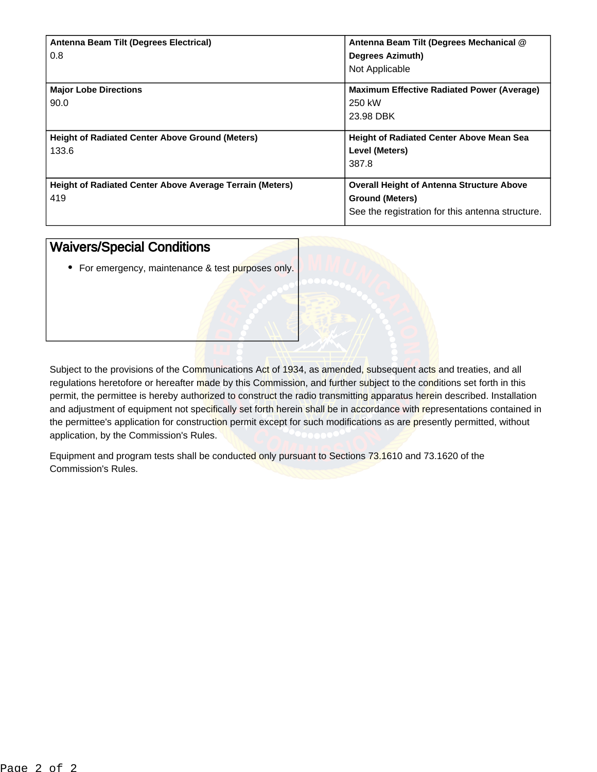| | |
|---|---|
| **Antenna Beam Tilt (Degrees Electrical)**<br>0.8 | **Antenna Beam Tilt (Degrees Mechanical @ Degrees Azimuth)**<br>Not Applicable |
| **Major Lobe Directions**<br>90.0 | **Maximum Effective Radiated Power (Average)**<br>250 kW<br>23.98 DBK |
| **Height of Radiated Center Above Ground (Meters)**<br>133.6 | **Height of Radiated Center Above Mean Sea Level (Meters)**<br>387.8 |
| **Height of Radiated Center Above Average Terrain (Meters)**<br>419 | **Overall Height of Antenna Structure Above Ground (Meters)**<br>See the registration for this antenna structure. |

## Waivers/Special Conditions

- For emergency, maintenance & test purposes only.

Subject to the provisions of the Communications Act of 1934, as amended, subsequent acts and treaties, and all regulations heretofore or hereafter made by this Commission, and further subject to the conditions set forth in this permit, the permittee is hereby authorized to construct the radio transmitting apparatus herein described. Installation and adjustment of equipment not specifically set forth herein shall be in accordance with representations contained in the permittee's application for construction permit except for such modifications as are presently permitted, without application, by the Commission's Rules.

Equipment and program tests shall be conducted only pursuant to Sections 73.1610 and 73.1620 of the Commission's Rules.